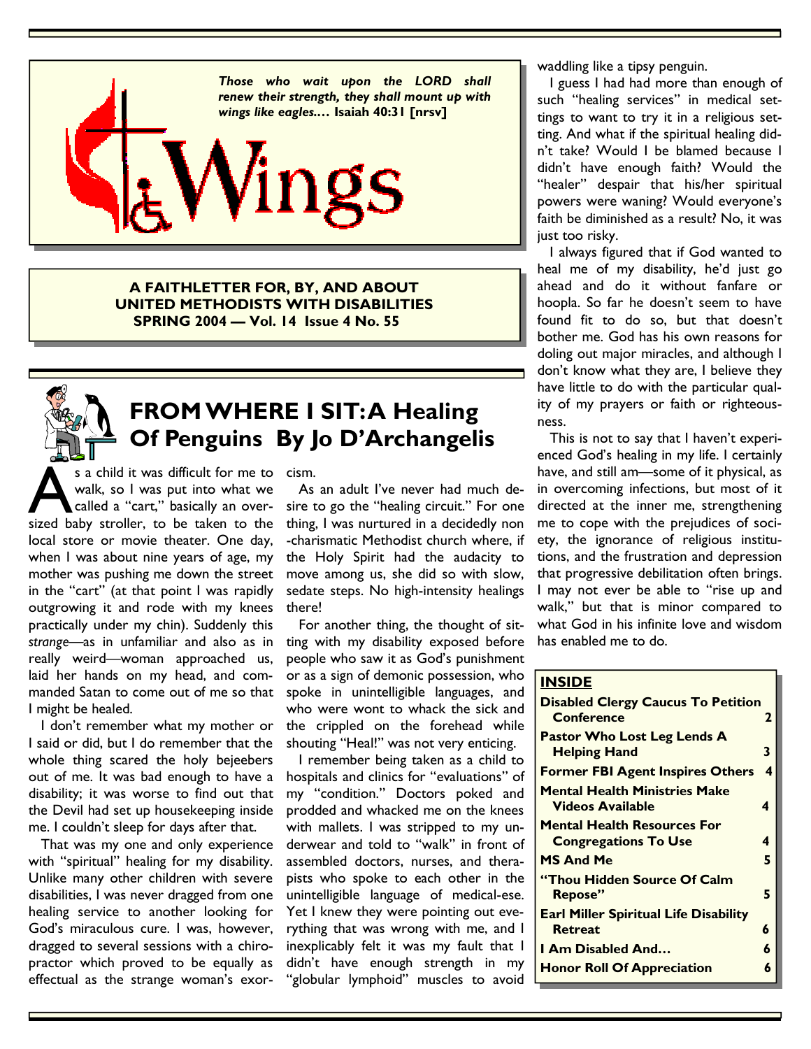*Those who wait upon the LORD shall renew their strength, they shall mount up with wings like eagles.…* **Isaiah 40:31 [nrsv]**

# Wings

**A FAITHLETTER FOR, BY, AND ABOUT UNITED METHODISTS WITH DISABILITIES**
**SPRING 2004 — Vol. 14 Issue 4 No. 55**

## FROM WHERE I SIT: A Healing Of Penguins By Jo D'Archangelis

As a child it was difficult for me to walk, so I was put into what we called a "cart," basically an oversized baby stroller, to be taken to the local store or movie theater. One day, when I was about nine years of age, my mother was pushing me down the street in the "cart" (at that point I was rapidly outgrowing it and rode with my knees practically under my chin). Suddenly this *strange*—as in unfamiliar and also as in really weird—woman approached us, laid her hands on my head, and commanded Satan to come out of me so that I might be healed.

I don't remember what my mother or I said or did, but I do remember that the whole thing scared the holy bejeebers out of me. It was bad enough to have a disability; it was worse to find out that the Devil had set up housekeeping inside me. I couldn't sleep for days after that.

That was my one and only experience with "spiritual" healing for my disability. Unlike many other children with severe disabilities, I was never dragged from one healing service to another looking for God's miraculous cure. I was, however, dragged to several sessions with a chiropractor which proved to be equally as effectual as the strange woman's exorcism.

As an adult I've never had much desire to go the "healing circuit." For one thing, I was nurtured in a decidedly non-charismatic Methodist church where, if the Holy Spirit had the audacity to move among us, she did so with slow, sedate steps. No high-intensity healings there!

For another thing, the thought of sitting with my disability exposed before people who saw it as God's punishment or as a sign of demonic possession, who spoke in unintelligible languages, and who were wont to whack the sick and the crippled on the forehead while shouting "Heal!" was not very enticing.

I remember being taken as a child to hospitals and clinics for "evaluations" of my "condition." Doctors poked and prodded and whacked me on the knees with mallets. I was stripped to my underwear and told to "walk" in front of assembled doctors, nurses, and therapists who spoke to each other in the unintelligible language of medical-ese. Yet I knew they were pointing out everything that was wrong with me, and I inexplicably felt it was my fault that I didn't have enough strength in my "globular lymphoid" muscles to avoid waddling like a tipsy penguin.

I guess I had had more than enough of such "healing services" in medical settings to want to try it in a religious setting. And what if the spiritual healing didn't take? Would I be blamed because I didn't have enough faith? Would the "healer" despair that his/her spiritual powers were waning? Would everyone's faith be diminished as a result? No, it was just too risky.

I always figured that if God wanted to heal me of my disability, he'd just go ahead and do it without fanfare or hoopla. So far he doesn't seem to have found fit to do so, but that doesn't bother me. God has his own reasons for doling out major miracles, and although I don't know what they are, I believe they have little to do with the particular quality of my prayers or faith or righteousness.

This is not to say that I haven't experienced God's healing in my life. I certainly have, and still am—some of it physical, as in overcoming infections, but most of it directed at the inner me, strengthening me to cope with the prejudices of society, the ignorance of religious institutions, and the frustration and depression that progressive debilitation often brings. I may not ever be able to "rise up and walk," but that is minor compared to what God in his infinite love and wisdom has enabled me to do.

### INSIDE

| | |
|---|---|
| **Disabled Clergy Caucus To Petition Conference** | **2** |
| **Pastor Who Lost Leg Lends A Helping Hand** | **3** |
| **Former FBI Agent Inspires Others** | **4** |
| **Mental Health Ministries Make Videos Available** | **4** |
| **Mental Health Resources For Congregations To Use** | **4** |
| **MS And Me** | **5** |
| **"Thou Hidden Source Of Calm Repose"** | **5** |
| **Earl Miller Spiritual Life Disability Retreat** | **6** |
| **I Am Disabled And…** | **6** |
| **Honor Roll Of Appreciation** | **6** |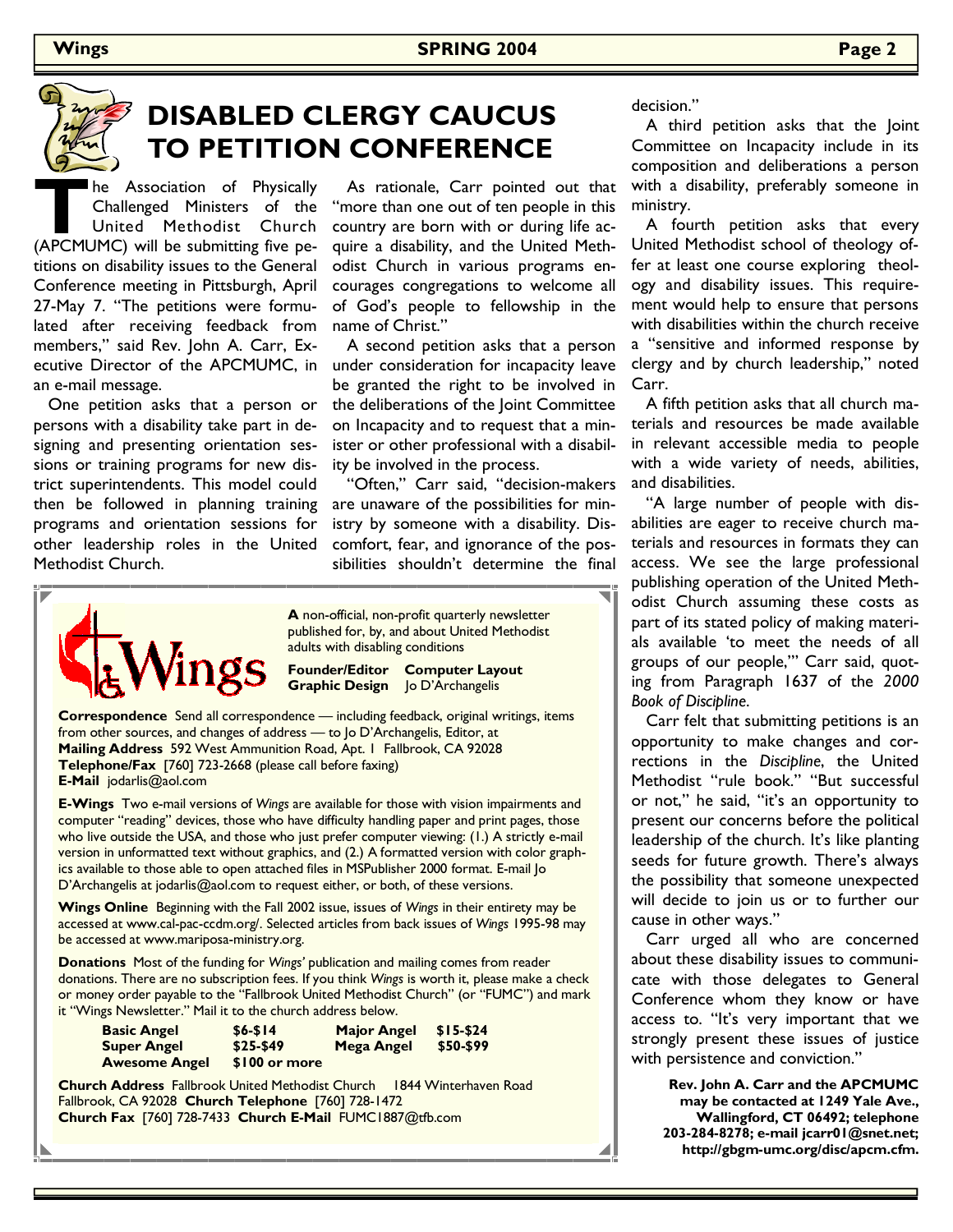# DISABLED CLERGY CAUCUS TO PETITION CONFERENCE

The Association of Physically Challenged Ministers of the United Methodist Church (APCMUMC) will be submitting five petitions on disability issues to the General Conference meeting in Pittsburgh, April 27-May 7. "The petitions were formulated after receiving feedback from members," said Rev. John A. Carr, Executive Director of the APCMUMC, in an e-mail message.

One petition asks that a person or persons with a disability take part in designing and presenting orientation sessions or training programs for new district superintendents. This model could then be followed in planning training programs and orientation sessions for other leadership roles in the United Methodist Church.

As rationale, Carr pointed out that "more than one out of ten people in this country are born with or during life acquire a disability, and the United Methodist Church in various programs encourages congregations to welcome all of God's people to fellowship in the name of Christ."

A second petition asks that a person under consideration for incapacity leave be granted the right to be involved in the deliberations of the Joint Committee on Incapacity and to request that a minister or other professional with a disability be involved in the process.

"Often," Carr said, "decision-makers are unaware of the possibilities for ministry by someone with a disability. Discomfort, fear, and ignorance of the possibilities shouldn't determine the final decision."

A third petition asks that the Joint Committee on Incapacity include in its composition and deliberations a person with a disability, preferably someone in ministry.

A fourth petition asks that every United Methodist school of theology offer at least one course exploring theology and disability issues. This requirement would help to ensure that persons with disabilities within the church receive a "sensitive and informed response by clergy and by church leadership," noted Carr.

A fifth petition asks that all church materials and resources be made available in relevant accessible media to people with a wide variety of needs, abilities, and disabilities.

"A large number of people with disabilities are eager to receive church materials and resources in formats they can access. We see the large professional publishing operation of the United Methodist Church assuming these costs as part of its stated policy of making materials available 'to meet the needs of all groups of our people,'" Carr said, quoting from Paragraph 1637 of the *2000 Book of Discipline*.

Carr felt that submitting petitions is an opportunity to make changes and corrections in the *Discipline*, the United Methodist "rule book." "But successful or not," he said, "it's an opportunity to present our concerns before the political leadership of the church. It's like planting seeds for future growth. There's always the possibility that someone unexpected will decide to join us or to further our cause in other ways."

Carr urged all who are concerned about these disability issues to communicate with those delegates to General Conference whom they know or have access to. "It's very important that we strongly present these issues of justice with persistence and conviction."

**Rev. John A. Carr and the APCMUMC may be contacted at 1249 Yale Ave., Wallingford, CT 06492; telephone 203-284-8278; e-mail jcarr01@snet.net; http://gbgm-umc.org/disc/apcm.cfm.**

---

**Wings**

**A** non-official, non-profit quarterly newsletter published for, by, and about United Methodist adults with disabling conditions

**Founder/Editor** **Computer Layout**
**Graphic Design** Jo D'Archangelis

**Correspondence** Send all correspondence — including feedback, original writings, items from other sources, and changes of address — to Jo D'Archangelis, Editor, at
**Mailing Address** 592 West Ammunition Road, Apt. 1 Fallbrook, CA 92028
**Telephone/Fax** [760] 723-2668 (please call before faxing)
**E-Mail** jodarlis@aol.com

**E-Wings** Two e-mail versions of *Wings* are available for those with vision impairments and computer "reading" devices, those who have difficulty handling paper and print pages, those who live outside the USA, and those who just prefer computer viewing: (1.) A strictly e-mail version in unformatted text without graphics, and (2.) A formatted version with color graphics available to those able to open attached files in MSPublisher 2000 format. E-mail Jo D'Archangelis at jodarlis@aol.com to request either, or both, of these versions.

**Wings Online** Beginning with the Fall 2002 issue, issues of *Wings* in their entirety may be accessed at www.cal-pac-ccdm.org/. Selected articles from back issues of *Wings* 1995-98 may be accessed at www.mariposa-ministry.org.

**Donations** Most of the funding for *Wings'* publication and mailing comes from reader donations. There are no subscription fees. If you think *Wings* is worth it, please make a check or money order payable to the "Fallbrook United Methodist Church" (or "FUMC") and mark it "Wings Newsletter." Mail it to the church address below.

| | | | |
|---|---|---|---|
| **Basic Angel** | **$6-$14** | **Major Angel** | **$15-$24** |
| **Super Angel** | **$25-$49** | **Mega Angel** | **$50-$99** |
| **Awesome Angel** | **$100 or more** | | |

**Church Address** Fallbrook United Methodist Church 1844 Winterhaven Road Fallbrook, CA 92028 **Church Telephone** [760] 728-1472
**Church Fax** [760] 728-7433 **Church E-Mail** FUMC1887@tfb.com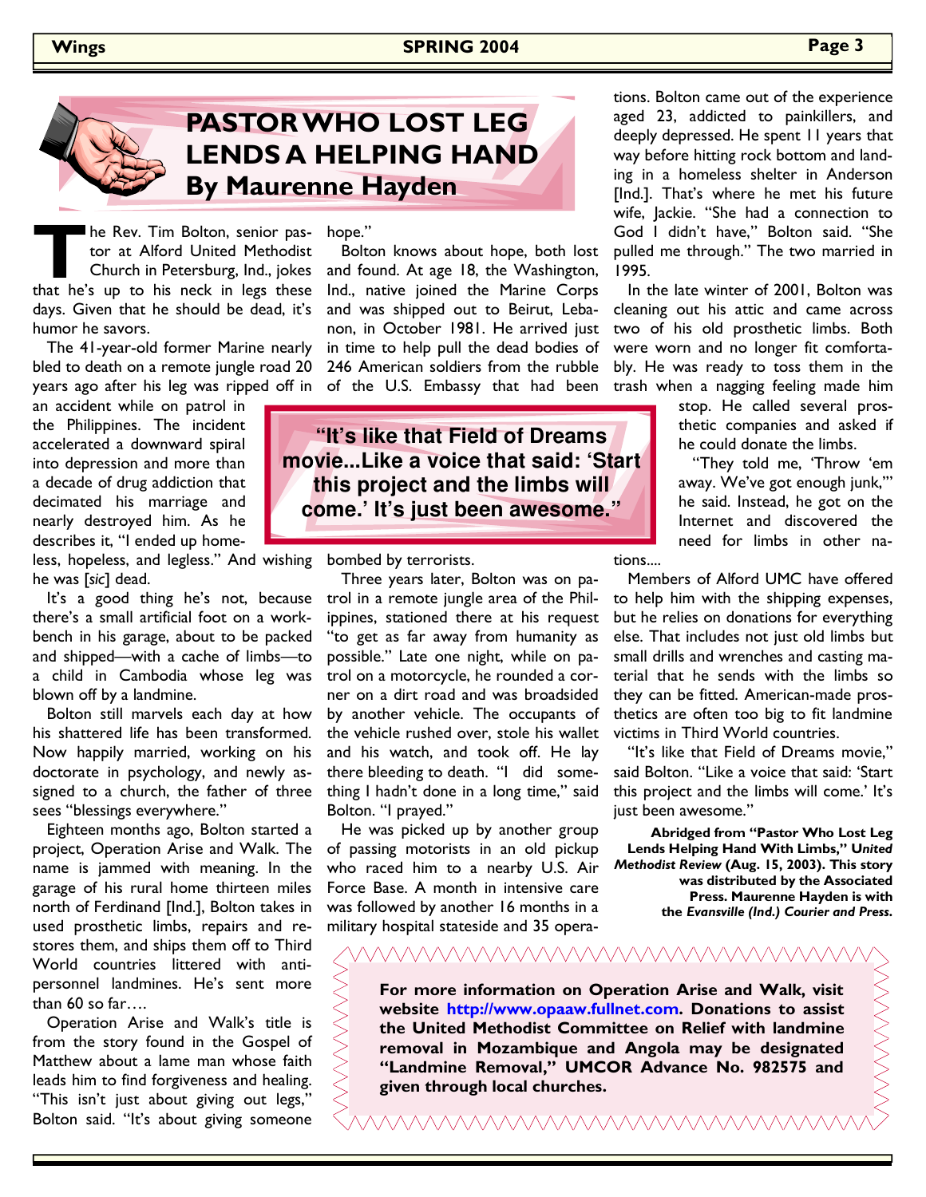# PASTOR WHO LOST LEG LENDS A HELPING HAND By Maurenne Hayden

The Rev. Tim Bolton, senior pastor at Alford United Methodist Church in Petersburg, Ind., jokes that he's up to his neck in legs these days. Given that he should be dead, it's humor he savors.

The 41-year-old former Marine nearly bled to death on a remote jungle road 20 years ago after his leg was ripped off in an accident while on patrol in the Philippines. The incident accelerated a downward spiral into depression and more than a decade of drug addiction that decimated his marriage and nearly destroyed him. As he describes it, "I ended up homeless, hopeless, and legless." And wishing he was [*sic*] dead.

It's a good thing he's not, because there's a small artificial foot on a workbench in his garage, about to be packed and shipped—with a cache of limbs—to a child in Cambodia whose leg was blown off by a landmine.

Bolton still marvels each day at how his shattered life has been transformed. Now happily married, working on his doctorate in psychology, and newly assigned to a church, the father of three sees "blessings everywhere."

Eighteen months ago, Bolton started a project, Operation Arise and Walk. The name is jammed with meaning. In the garage of his rural home thirteen miles north of Ferdinand [Ind.], Bolton takes in used prosthetic limbs, repairs and restores them, and ships them off to Third World countries littered with anti-personnel landmines. He's sent more than 60 so far….

Operation Arise and Walk's title is from the story found in the Gospel of Matthew about a lame man whose faith leads him to find forgiveness and healing. "This isn't just about giving out legs," Bolton said. "It's about giving someone hope."

Bolton knows about hope, both lost and found. At age 18, the Washington, Ind., native joined the Marine Corps and was shipped out to Beirut, Lebanon, in October 1981. He arrived just in time to help pull the dead bodies of 246 American soldiers from the rubble of the U.S. Embassy that had been bombed by terrorists.

> **"It's like that Field of Dreams movie...Like a voice that said: 'Start this project and the limbs will come.' It's just been awesome."**

Three years later, Bolton was on patrol in a remote jungle area of the Philippines, stationed there at his request "to get as far away from humanity as possible." Late one night, while on patrol on a motorcycle, he rounded a corner on a dirt road and was broadsided by another vehicle. The occupants of the vehicle rushed over, stole his wallet and his watch, and took off. He lay there bleeding to death. "I did something I hadn't done in a long time," said Bolton. "I prayed."

He was picked up by another group of passing motorists in an old pickup who raced him to a nearby U.S. Air Force Base. A month in intensive care was followed by another 16 months in a military hospital stateside and 35 operations. Bolton came out of the experience aged 23, addicted to painkillers, and deeply depressed. He spent 11 years that way before hitting rock bottom and landing in a homeless shelter in Anderson [Ind.]. That's where he met his future wife, Jackie. "She had a connection to God I didn't have," Bolton said. "She pulled me through." The two married in 1995.

In the late winter of 2001, Bolton was cleaning out his attic and came across two of his old prosthetic limbs. Both were worn and no longer fit comfortably. He was ready to toss them in the trash when a nagging feeling made him stop. He called several prosthetic companies and asked if he could donate the limbs.

"They told me, 'Throw 'em away. We've got enough junk,'" he said. Instead, he got on the Internet and discovered the need for limbs in other nations....

Members of Alford UMC have offered to help him with the shipping expenses, but he relies on donations for everything else. That includes not just old limbs but small drills and wrenches and casting material that he sends with the limbs so they can be fitted. American-made prosthetics are often too big to fit landmine victims in Third World countries.

"It's like that Field of Dreams movie," said Bolton. "Like a voice that said: 'Start this project and the limbs will come.' It's just been awesome."

**Abridged from "Pastor Who Lost Leg Lends Helping Hand With Limbs,"** ***United Methodist Review*** **(Aug. 15, 2003). This story was distributed by the Associated Press. Maurenne Hayden is with the** ***Evansville (Ind.) Courier and Press.***

**For more information on Operation Arise and Walk, visit website http://www.opaaw.fullnet.com. Donations to assist the United Methodist Committee on Relief with landmine removal in Mozambique and Angola may be designated "Landmine Removal," UMCOR Advance No. 982575 and given through local churches.**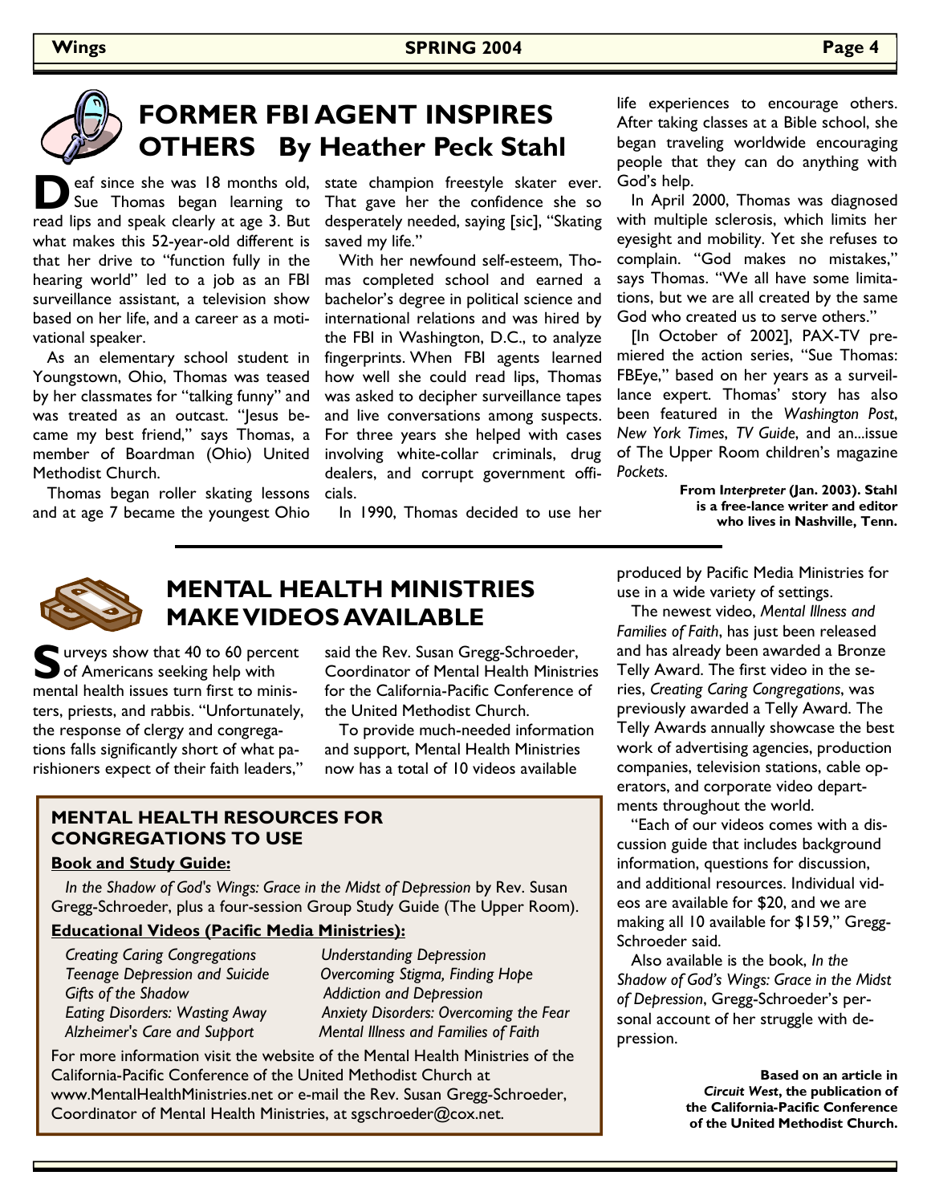# FORMER FBI AGENT INSPIRES OTHERS By Heather Peck Stahl

Deaf since she was 18 months old, Sue Thomas began learning to read lips and speak clearly at age 3. But what makes this 52-year-old different is that her drive to "function fully in the hearing world" led to a job as an FBI surveillance assistant, a television show based on her life, and a career as a motivational speaker.

As an elementary school student in Youngstown, Ohio, Thomas was teased by her classmates for "talking funny" and was treated as an outcast. "Jesus became my best friend," says Thomas, a member of Boardman (Ohio) United Methodist Church.

Thomas began roller skating lessons and at age 7 became the youngest Ohio state champion freestyle skater ever. That gave her the confidence she so desperately needed, saying [sic], "Skating saved my life."

With her newfound self-esteem, Thomas completed school and earned a bachelor's degree in political science and international relations and was hired by the FBI in Washington, D.C., to analyze fingerprints. When FBI agents learned how well she could read lips, Thomas was asked to decipher surveillance tapes and live conversations among suspects. For three years she helped with cases involving white-collar criminals, drug dealers, and corrupt government officials.

In 1990, Thomas decided to use her life experiences to encourage others. After taking classes at a Bible school, she began traveling worldwide encouraging people that they can do anything with God's help.

In April 2000, Thomas was diagnosed with multiple sclerosis, which limits her eyesight and mobility. Yet she refuses to complain. "God makes no mistakes," says Thomas. "We all have some limitations, but we are all created by the same God who created us to serve others."

[In October of 2002], PAX-TV premiered the action series, "Sue Thomas: FBEye," based on her years as a surveillance expert. Thomas' story has also been featured in the *Washington Post*, *New York Times*, *TV Guide*, and an...issue of The Upper Room children's magazine *Pockets*.

**From *Interpreter* (Jan. 2003). Stahl is a free-lance writer and editor who lives in Nashville, Tenn.**

# MENTAL HEALTH MINISTRIES MAKE VIDEOS AVAILABLE

Surveys show that 40 to 60 percent of Americans seeking help with mental health issues turn first to ministers, priests, and rabbis. "Unfortunately, the response of clergy and congregations falls significantly short of what parishioners expect of their faith leaders," said the Rev. Susan Gregg-Schroeder, Coordinator of Mental Health Ministries for the California-Pacific Conference of the United Methodist Church.

To provide much-needed information and support, Mental Health Ministries now has a total of 10 videos available produced by Pacific Media Ministries for use in a wide variety of settings.

The newest video, *Mental Illness and Families of Faith*, has just been released and has already been awarded a Bronze Telly Award. The first video in the series, *Creating Caring Congregations*, was previously awarded a Telly Award. The Telly Awards annually showcase the best work of advertising agencies, production companies, television stations, cable operators, and corporate video departments throughout the world.

"Each of our videos comes with a discussion guide that includes background information, questions for discussion, and additional resources. Individual videos are available for $20, and we are making all 10 available for $159," Gregg-Schroeder said.

Also available is the book, *In the Shadow of God's Wings: Grace in the Midst of Depression*, Gregg-Schroeder's personal account of her struggle with depression.

**Based on an article in *Circuit West*, the publication of the California-Pacific Conference of the United Methodist Church.**

## MENTAL HEALTH RESOURCES FOR CONGREGATIONS TO USE

**Book and Study Guide:**

*In the Shadow of God's Wings: Grace in the Midst of Depression* by Rev. Susan Gregg-Schroeder, plus a four-session Group Study Guide (The Upper Room).

**Educational Videos (Pacific Media Ministries):**

- *Creating Caring Congregations*
- *Teenage Depression and Suicide*
- *Gifts of the Shadow*
- *Eating Disorders: Wasting Away*
- *Alzheimer's Care and Support*
- *Understanding Depression*
- *Overcoming Stigma, Finding Hope*
- *Addiction and Depression*
- *Anxiety Disorders: Overcoming the Fear*
- *Mental Illness and Families of Faith*

For more information visit the website of the Mental Health Ministries of the California-Pacific Conference of the United Methodist Church at www.MentalHealthMinistries.net or e-mail the Rev. Susan Gregg-Schroeder, Coordinator of Mental Health Ministries, at sgschroeder@cox.net.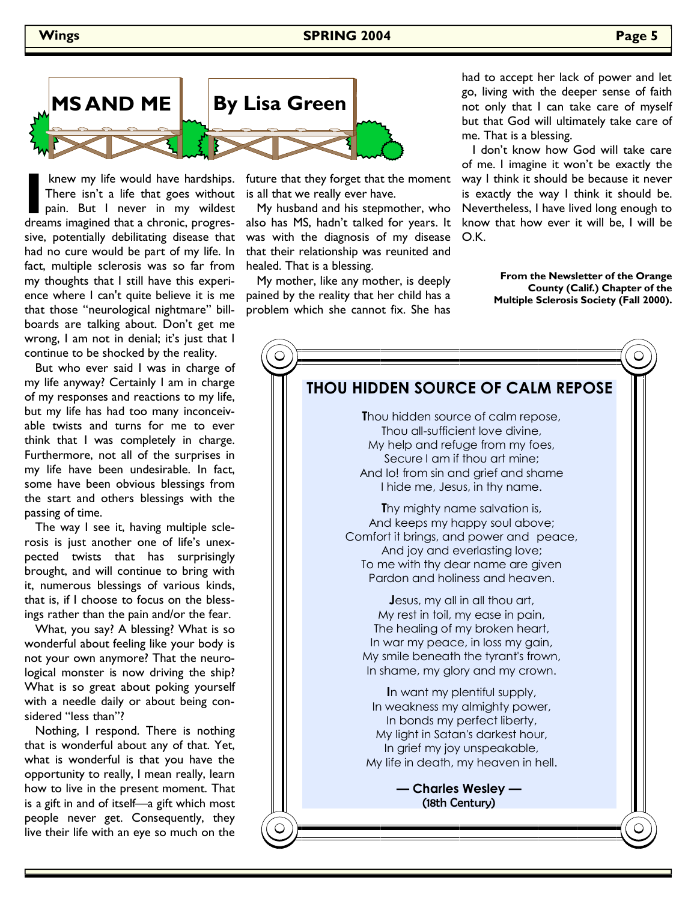# MS AND ME

## By Lisa Green

I knew my life would have hardships. There isn't a life that goes without pain. But I never in my wildest dreams imagined that a chronic, progressive, potentially debilitating disease that had no cure would be part of my life. In fact, multiple sclerosis was so far from my thoughts that I still have this experience where I can't quite believe it is me that those "neurological nightmare" billboards are talking about. Don't get me wrong, I am not in denial; it's just that I continue to be shocked by the reality.

But who ever said I was in charge of my life anyway? Certainly I am in charge of my responses and reactions to my life, but my life has had too many inconceivable twists and turns for me to ever think that I was completely in charge. Furthermore, not all of the surprises in my life have been undesirable. In fact, some have been obvious blessings from the start and others blessings with the passing of time.

The way I see it, having multiple sclerosis is just another one of life's unexpected twists that has surprisingly brought, and will continue to bring with it, numerous blessings of various kinds, that is, if I choose to focus on the blessings rather than the pain and/or the fear.

What, you say? A blessing? What is so wonderful about feeling like your body is not your own anymore? That the neurological monster is now driving the ship? What is so great about poking yourself with a needle daily or about being considered "less than"?

Nothing, I respond. There is nothing that is wonderful about any of that. Yet, what is wonderful is that you have the opportunity to really, I mean really, learn how to live in the present moment. That is a gift in and of itself—a gift which most people never get. Consequently, they live their life with an eye so much on the future that they forget that the moment is all that we really ever have.

My husband and his stepmother, who also has MS, hadn't talked for years. It was with the diagnosis of my disease that their relationship was reunited and healed. That is a blessing.

My mother, like any mother, is deeply pained by the reality that her child has a problem which she cannot fix. She has had to accept her lack of power and let go, living with the deeper sense of faith not only that I can take care of myself but that God will ultimately take care of me. That is a blessing.

I don't know how God will take care of me. I imagine it won't be exactly the way I think it should be because it never is exactly the way I think it should be. Nevertheless, I have lived long enough to know that how ever it will be, I will be O.K.

**From the Newsletter of the Orange County (Calif.) Chapter of the Multiple Sclerosis Society (Fall 2000).**

## THOU HIDDEN SOURCE OF CALM REPOSE

Thou hidden source of calm repose,
Thou all-sufficient love divine,
My help and refuge from my foes,
Secure I am if thou art mine;
And lo! from sin and grief and shame
I hide me, Jesus, in thy name.

Thy mighty name salvation is,
And keeps my happy soul above;
Comfort it brings, and power and peace,
And joy and everlasting love;
To me with thy dear name are given
Pardon and holiness and heaven.

Jesus, my all in all thou art,
My rest in toil, my ease in pain,
The healing of my broken heart,
In war my peace, in loss my gain,
My smile beneath the tyrant's frown,
In shame, my glory and my crown.

In want my plentiful supply,
In weakness my almighty power,
In bonds my perfect liberty,
My light in Satan's darkest hour,
In grief my joy unspeakable,
My life in death, my heaven in hell.

**— Charles Wesley —**
**(18th Century)**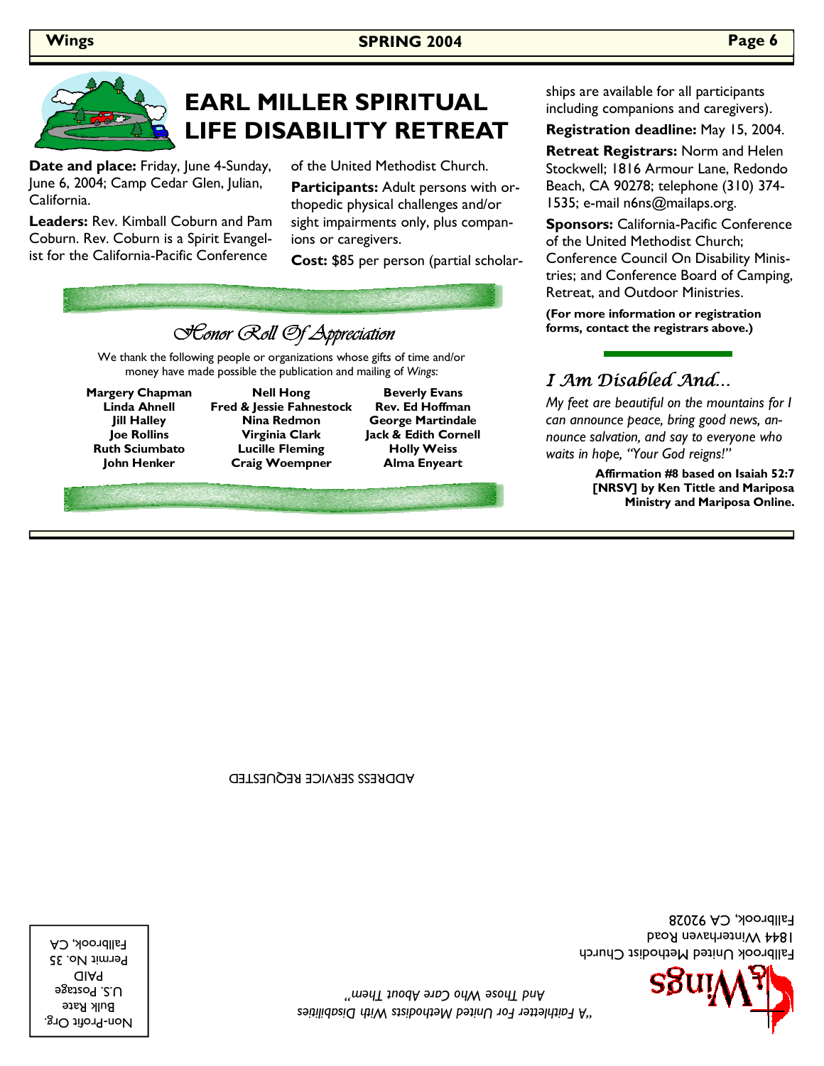# EARL MILLER SPIRITUAL LIFE DISABILITY RETREAT

**Date and place:** Friday, June 4-Sunday, June 6, 2004; Camp Cedar Glen, Julian, California.

**Leaders:** Rev. Kimball Coburn and Pam Coburn. Rev. Coburn is a Spirit Evangelist for the California-Pacific Conference of the United Methodist Church.

**Participants:** Adult persons with orthopedic physical challenges and/or sight impairments only, plus companions or caregivers.

**Cost:** $85 per person (partial scholarships are available for all participants including companions and caregivers).

**Registration deadline:** May 15, 2004.

**Retreat Registrars:** Norm and Helen Stockwell; 1816 Armour Lane, Redondo Beach, CA 90278; telephone (310) 374-1535; e-mail n6ns@mailaps.org.

**Sponsors:** California-Pacific Conference of the United Methodist Church; Conference Council On Disability Ministries; and Conference Board of Camping, Retreat, and Outdoor Ministries.

**(For more information or registration forms, contact the registrars above.)**

## *Honor Roll Of Appreciation*

We thank the following people or organizations whose gifts of time and/or money have made possible the publication and mailing of *Wings*:

**Margery Chapman**
**Linda Ahnell**
**Jill Halley**
**Joe Rollins**
**Ruth Sciumbato**
**John Henker**
**Nell Hong**
**Fred & Jessie Fahnestock**
**Nina Redmon**
**Virginia Clark**
**Lucille Fleming**
**Craig Woempner**
**Beverly Evans**
**Rev. Ed Hoffman**
**George Martindale**
**Jack & Edith Cornell**
**Holly Weiss**
**Alma Enyeart**

## *I Am Disabled And...*

*My feet are beautiful on the mountains for I can announce peace, bring good news, announce salvation, and say to everyone who waits in hope, "Your God reigns!"*

**Affirmation #8 based on Isaiah 52:7 [NRSV] by Ken Tittle and Mariposa Ministry and Mariposa Online.**

ADDRESS SERVICE REQUESTED

Wings

Fallbrook United Methodist Church
1844 Winterhaven Road
Fallbrook, CA 92028

*"A Faithletter For United Methodists With Disabilities And Those Who Care About Them"*

Non-Profit Org.
Bulk Rate
U.S. Postage
PAID
Permit No. 35
Fallbrook, CA